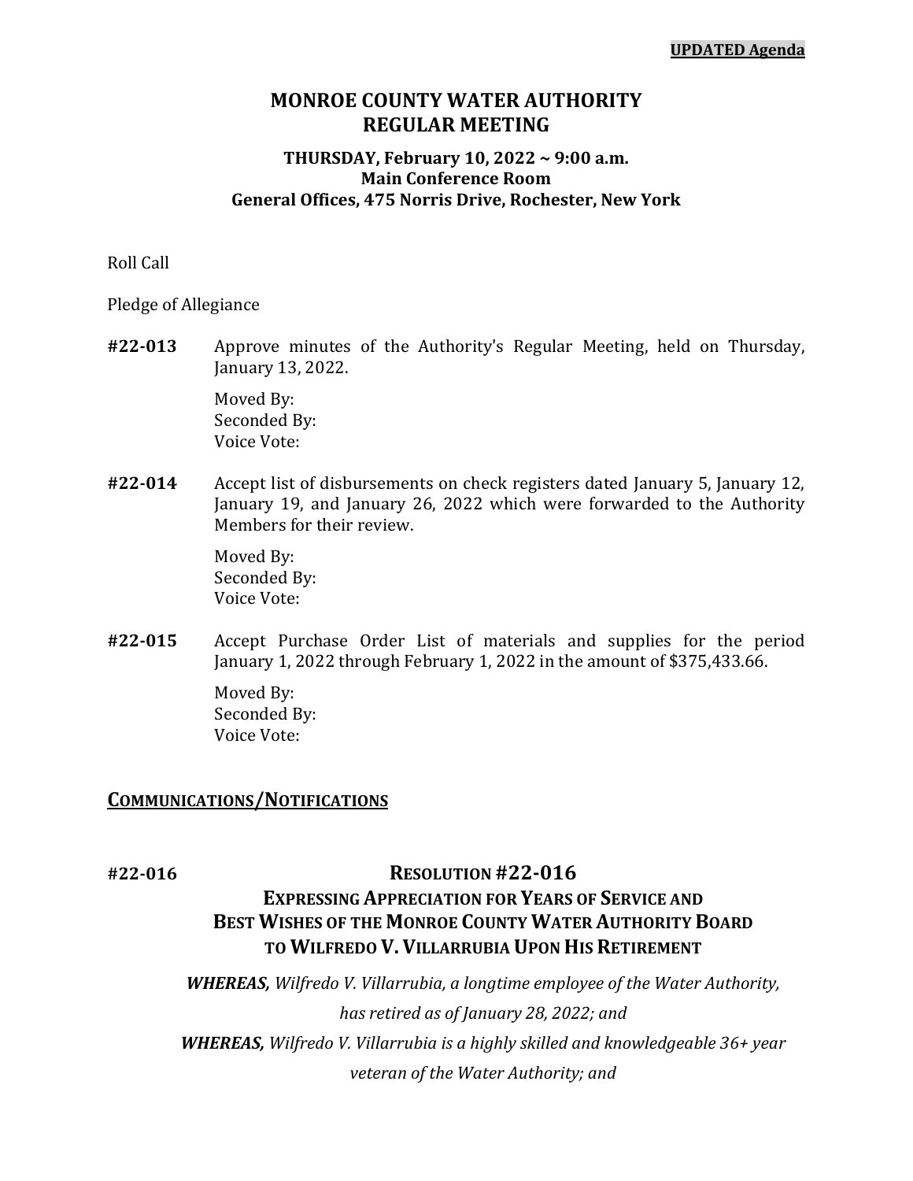**UPDATED Agenda**

# MONROE COUNTY WATER AUTHORITY
# REGULAR MEETING

### THURSDAY, February 10, 2022 ~ 9:00 a.m.
### Main Conference Room
### General Offices, 475 Norris Drive, Rochester, New York

Roll Call

Pledge of Allegiance

**#22-013** Approve minutes of the Authority's Regular Meeting, held on Thursday, January 13, 2022.

Moved By:
Seconded By:
Voice Vote:

**#22-014** Accept list of disbursements on check registers dated January 5, January 12, January 19, and January 26, 2022 which were forwarded to the Authority Members for their review.

Moved By:
Seconded By:
Voice Vote:

**#22-015** Accept Purchase Order List of materials and supplies for the period January 1, 2022 through February 1, 2022 in the amount of $375,433.66.

Moved By:
Seconded By:
Voice Vote:

## COMMUNICATIONS/NOTIFICATIONS

**#22-016**

### RESOLUTION #22-016
### EXPRESSING APPRECIATION FOR YEARS OF SERVICE AND BEST WISHES OF THE MONROE COUNTY WATER AUTHORITY BOARD TO WILFREDO V. VILLARRUBIA UPON HIS RETIREMENT

***WHEREAS,*** *Wilfredo V. Villarrubia, a longtime employee of the Water Authority, has retired as of January 28, 2022; and*

***WHEREAS,*** *Wilfredo V. Villarrubia is a highly skilled and knowledgeable 36+ year veteran of the Water Authority; and*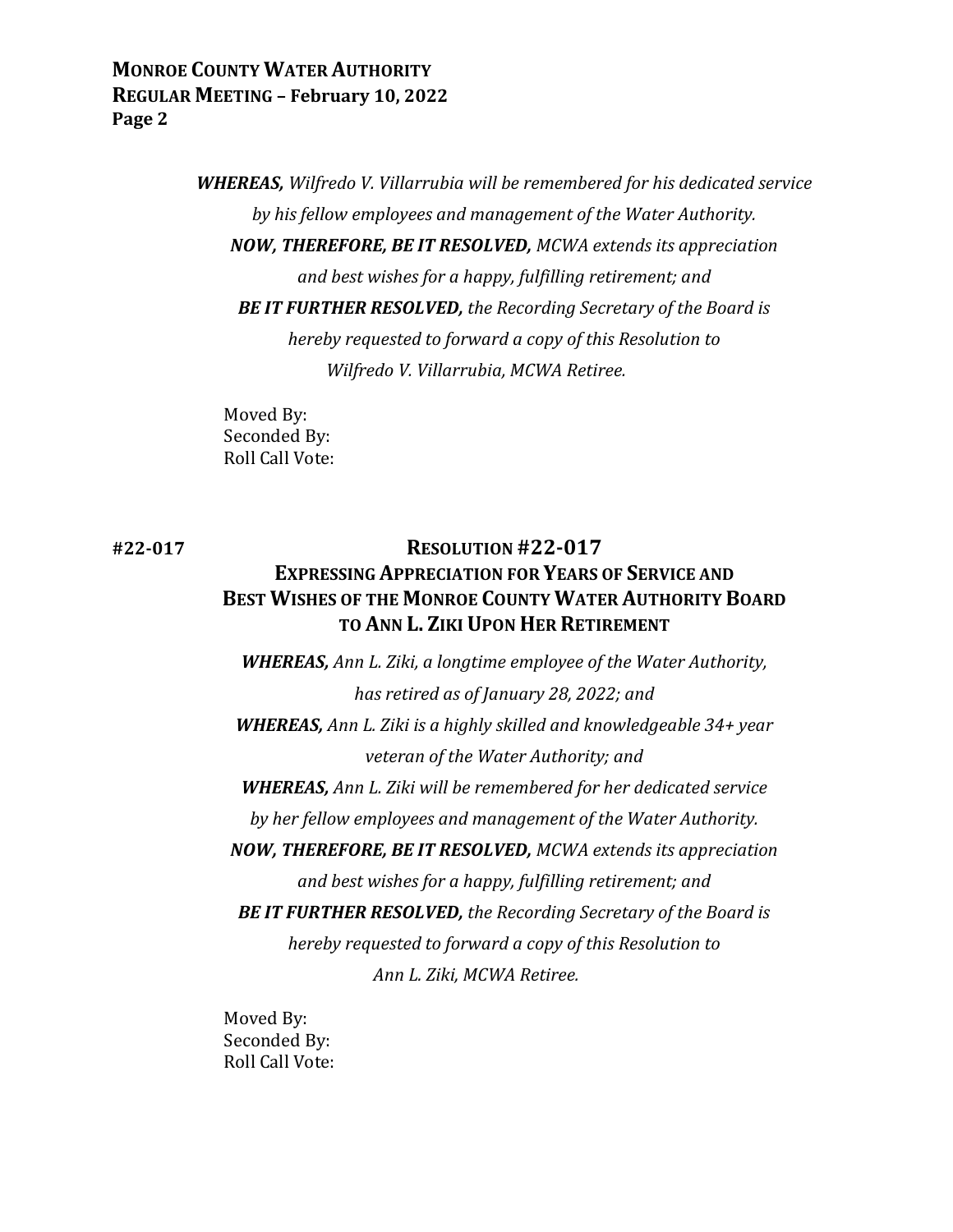***WHEREAS,*** *Wilfredo V. Villarrubia will be remembered for his dedicated service by his fellow employees and management of the Water Authority.*

***NOW, THEREFORE, BE IT RESOLVED,*** *MCWA extends its appreciation and best wishes for a happy, fulfilling retirement; and*

***BE IT FURTHER RESOLVED,*** *the Recording Secretary of the Board is hereby requested to forward a copy of this Resolution to Wilfredo V. Villarrubia, MCWA Retiree.*

Moved By:
Seconded By:
Roll Call Vote:

**#22-017**

## RESOLUTION #22-017
## EXPRESSING APPRECIATION FOR YEARS OF SERVICE AND BEST WISHES OF THE MONROE COUNTY WATER AUTHORITY BOARD TO ANN L. ZIKI UPON HER RETIREMENT

***WHEREAS,*** *Ann L. Ziki, a longtime employee of the Water Authority, has retired as of January 28, 2022; and*

***WHEREAS,*** *Ann L. Ziki is a highly skilled and knowledgeable 34+ year veteran of the Water Authority; and*

***WHEREAS,*** *Ann L. Ziki will be remembered for her dedicated service by her fellow employees and management of the Water Authority.*

***NOW, THEREFORE, BE IT RESOLVED,*** *MCWA extends its appreciation and best wishes for a happy, fulfilling retirement; and*

***BE IT FURTHER RESOLVED,*** *the Recording Secretary of the Board is hereby requested to forward a copy of this Resolution to Ann L. Ziki, MCWA Retiree.*

Moved By:
Seconded By:
Roll Call Vote: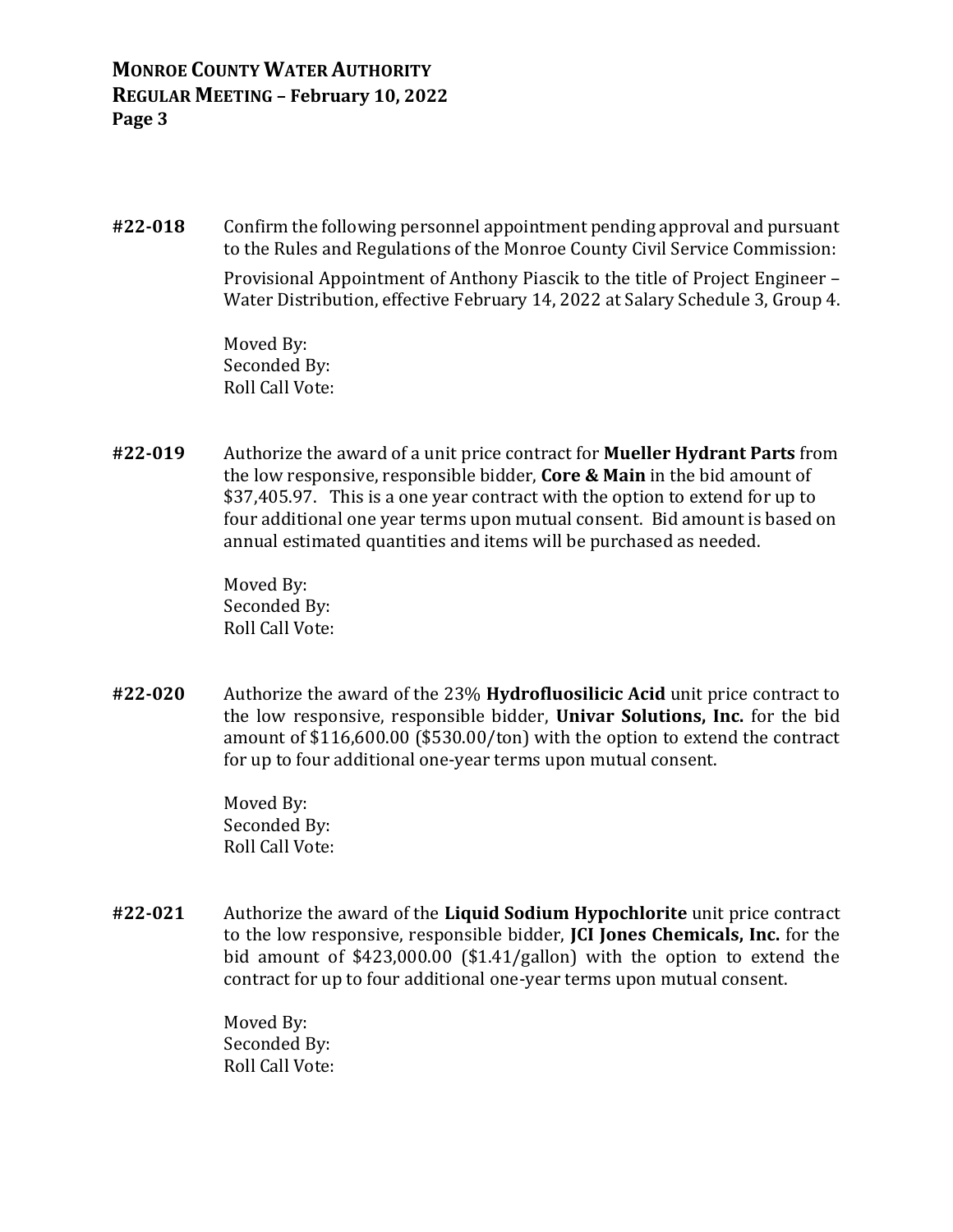**#22-018** Confirm the following personnel appointment pending approval and pursuant to the Rules and Regulations of the Monroe County Civil Service Commission:

Provisional Appointment of Anthony Piascik to the title of Project Engineer – Water Distribution, effective February 14, 2022 at Salary Schedule 3, Group 4.

Moved By:
Seconded By:
Roll Call Vote:

**#22-019** Authorize the award of a unit price contract for **Mueller Hydrant Parts** from the low responsive, responsible bidder, **Core & Main** in the bid amount of $37,405.97. This is a one year contract with the option to extend for up to four additional one year terms upon mutual consent. Bid amount is based on annual estimated quantities and items will be purchased as needed.

Moved By:
Seconded By:
Roll Call Vote:

**#22-020** Authorize the award of the 23% **Hydrofluosilicic Acid** unit price contract to the low responsive, responsible bidder, **Univar Solutions, Inc.** for the bid amount of $116,600.00 ($530.00/ton) with the option to extend the contract for up to four additional one-year terms upon mutual consent.

Moved By:
Seconded By:
Roll Call Vote:

**#22-021** Authorize the award of the **Liquid Sodium Hypochlorite** unit price contract to the low responsive, responsible bidder, **JCI Jones Chemicals, Inc.** for the bid amount of $423,000.00 ($1.41/gallon) with the option to extend the contract for up to four additional one-year terms upon mutual consent.

Moved By:
Seconded By:
Roll Call Vote: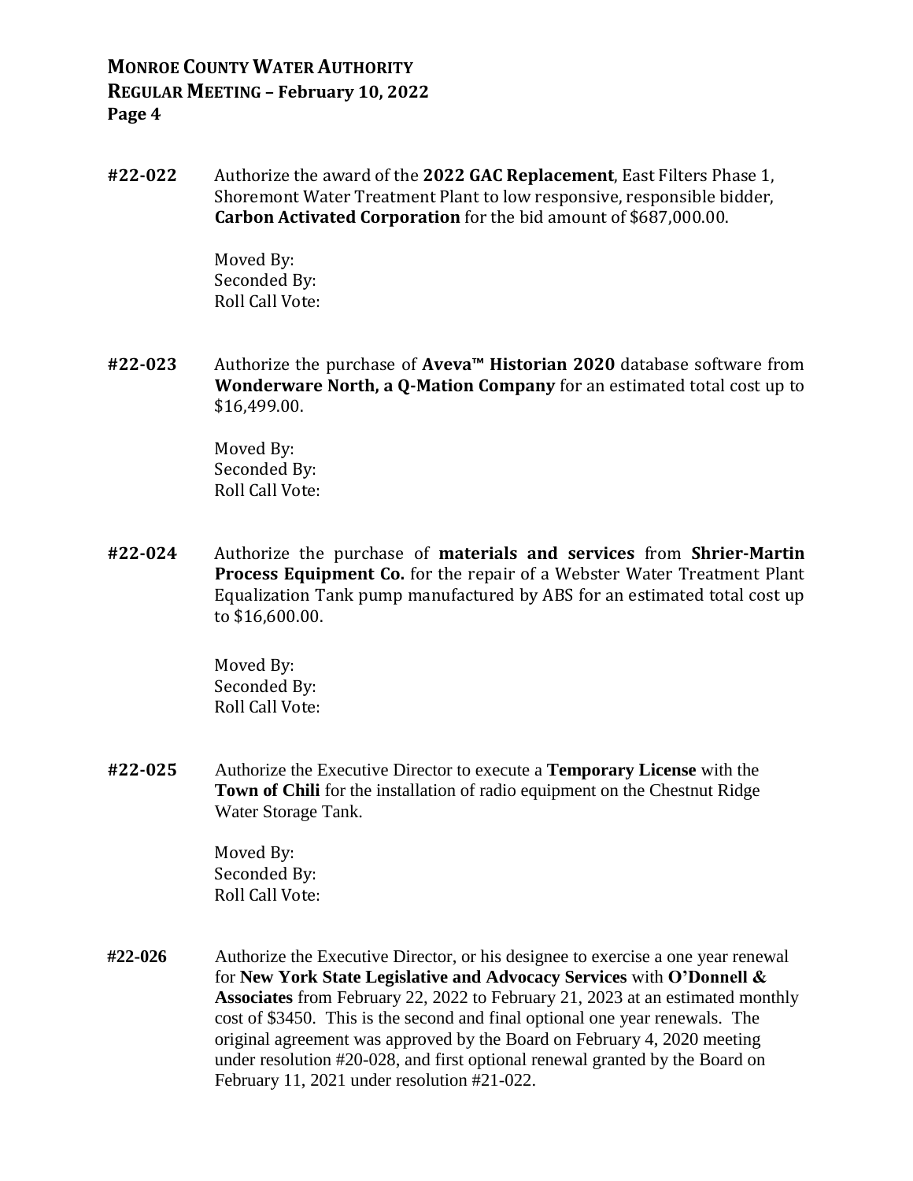**#22-022** Authorize the award of the **2022 GAC Replacement**, East Filters Phase 1, Shoremont Water Treatment Plant to low responsive, responsible bidder, **Carbon Activated Corporation** for the bid amount of $687,000.00.

Moved By:
Seconded By:
Roll Call Vote:

**#22-023** Authorize the purchase of **Aveva™ Historian 2020** database software from **Wonderware North, a Q-Mation Company** for an estimated total cost up to $16,499.00.

Moved By:
Seconded By:
Roll Call Vote:

**#22-024** Authorize the purchase of **materials and services** from **Shrier-Martin Process Equipment Co.** for the repair of a Webster Water Treatment Plant Equalization Tank pump manufactured by ABS for an estimated total cost up to $16,600.00.

Moved By:
Seconded By:
Roll Call Vote:

**#22-025** Authorize the Executive Director to execute a **Temporary License** with the **Town of Chili** for the installation of radio equipment on the Chestnut Ridge Water Storage Tank.

Moved By:
Seconded By:
Roll Call Vote:

**#22-026** Authorize the Executive Director, or his designee to exercise a one year renewal for **New York State Legislative and Advocacy Services** with **O'Donnell & Associates** from February 22, 2022 to February 21, 2023 at an estimated monthly cost of $3450. This is the second and final optional one year renewals. The original agreement was approved by the Board on February 4, 2020 meeting under resolution #20-028, and first optional renewal granted by the Board on February 11, 2021 under resolution #21-022.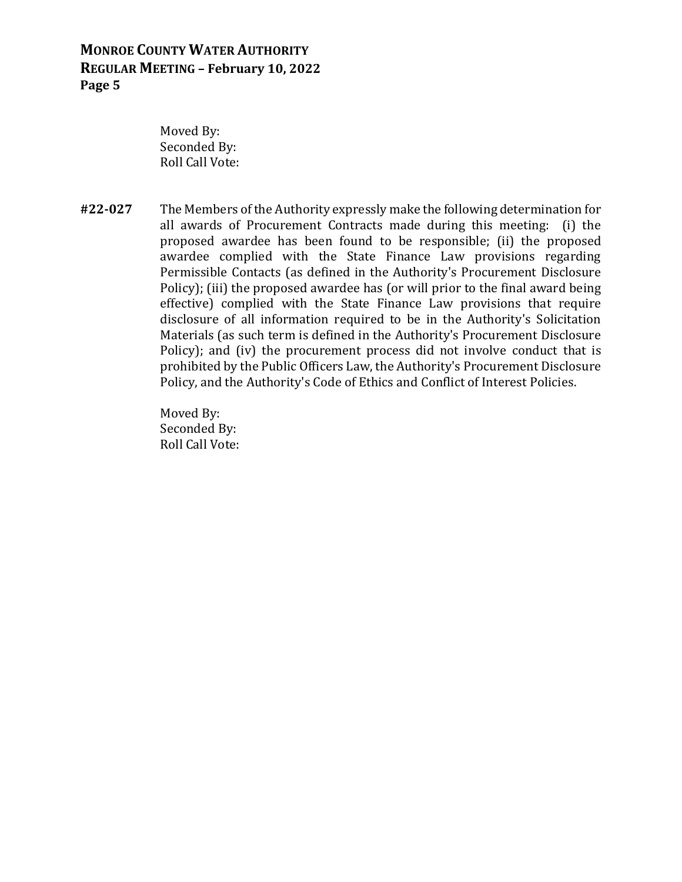Moved By:
Seconded By:
Roll Call Vote:

**#22-027** The Members of the Authority expressly make the following determination for all awards of Procurement Contracts made during this meeting: (i) the proposed awardee has been found to be responsible; (ii) the proposed awardee complied with the State Finance Law provisions regarding Permissible Contacts (as defined in the Authority's Procurement Disclosure Policy); (iii) the proposed awardee has (or will prior to the final award being effective) complied with the State Finance Law provisions that require disclosure of all information required to be in the Authority's Solicitation Materials (as such term is defined in the Authority's Procurement Disclosure Policy); and (iv) the procurement process did not involve conduct that is prohibited by the Public Officers Law, the Authority's Procurement Disclosure Policy, and the Authority's Code of Ethics and Conflict of Interest Policies.

Moved By:
Seconded By:
Roll Call Vote: